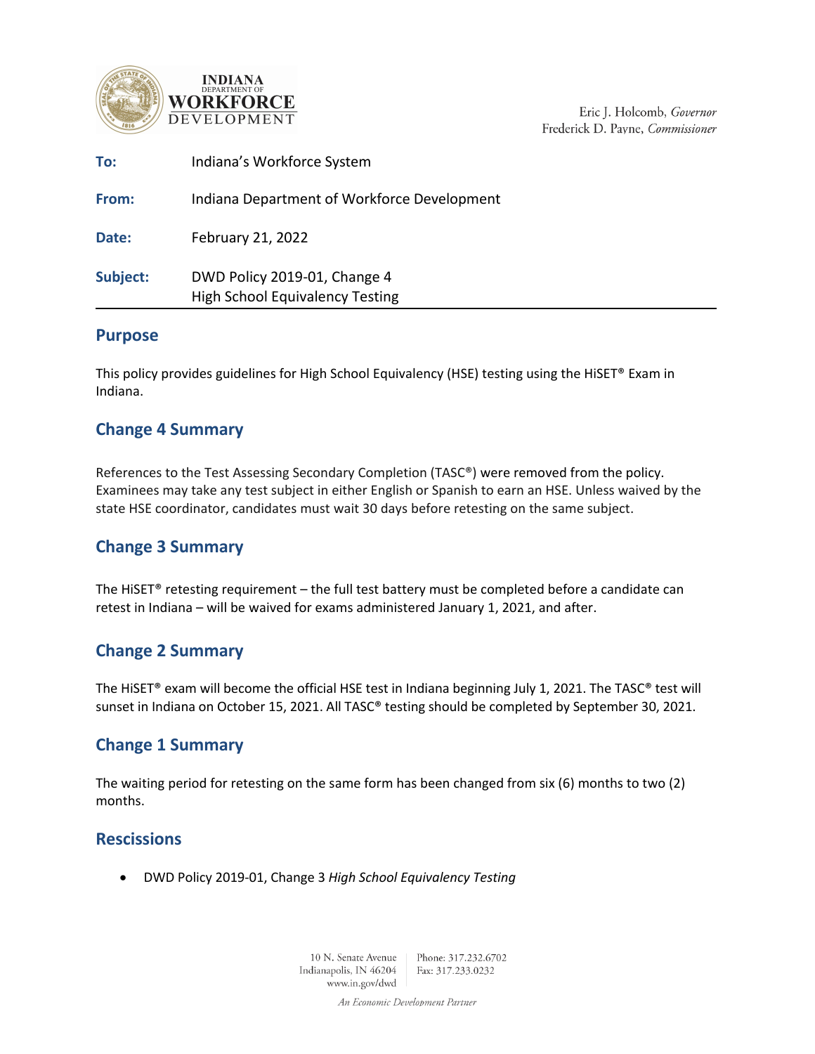**INDIANA DEPARTMENT OF WORKFORCE DEVELOPMENT**

Eric J. Holcomb, *Governor*
Frederick D. Payne, *Commissioner*

**To:** Indiana's Workforce System

**From:** Indiana Department of Workforce Development

**Date:** February 21, 2022

**Subject:** DWD Policy 2019-01, Change 4
High School Equivalency Testing

---

## Purpose

This policy provides guidelines for High School Equivalency (HSE) testing using the HiSET® Exam in Indiana.

## Change 4 Summary

References to the Test Assessing Secondary Completion (TASC®) were removed from the policy. Examinees may take any test subject in either English or Spanish to earn an HSE. Unless waived by the state HSE coordinator, candidates must wait 30 days before retesting on the same subject.

## Change 3 Summary

The HiSET® retesting requirement – the full test battery must be completed before a candidate can retest in Indiana – will be waived for exams administered January 1, 2021, and after.

## Change 2 Summary

The HiSET® exam will become the official HSE test in Indiana beginning July 1, 2021. The TASC® test will sunset in Indiana on October 15, 2021. All TASC® testing should be completed by September 30, 2021.

## Change 1 Summary

The waiting period for retesting on the same form has been changed from six (6) months to two (2) months.

## Rescissions

- DWD Policy 2019-01, Change 3 *High School Equivalency Testing*

10 N. Senate Avenue
Indianapolis, IN 46204
www.in.gov/dwd

Phone: 317.232.6702
Fax: 317.233.0232

*An Economic Development Partner*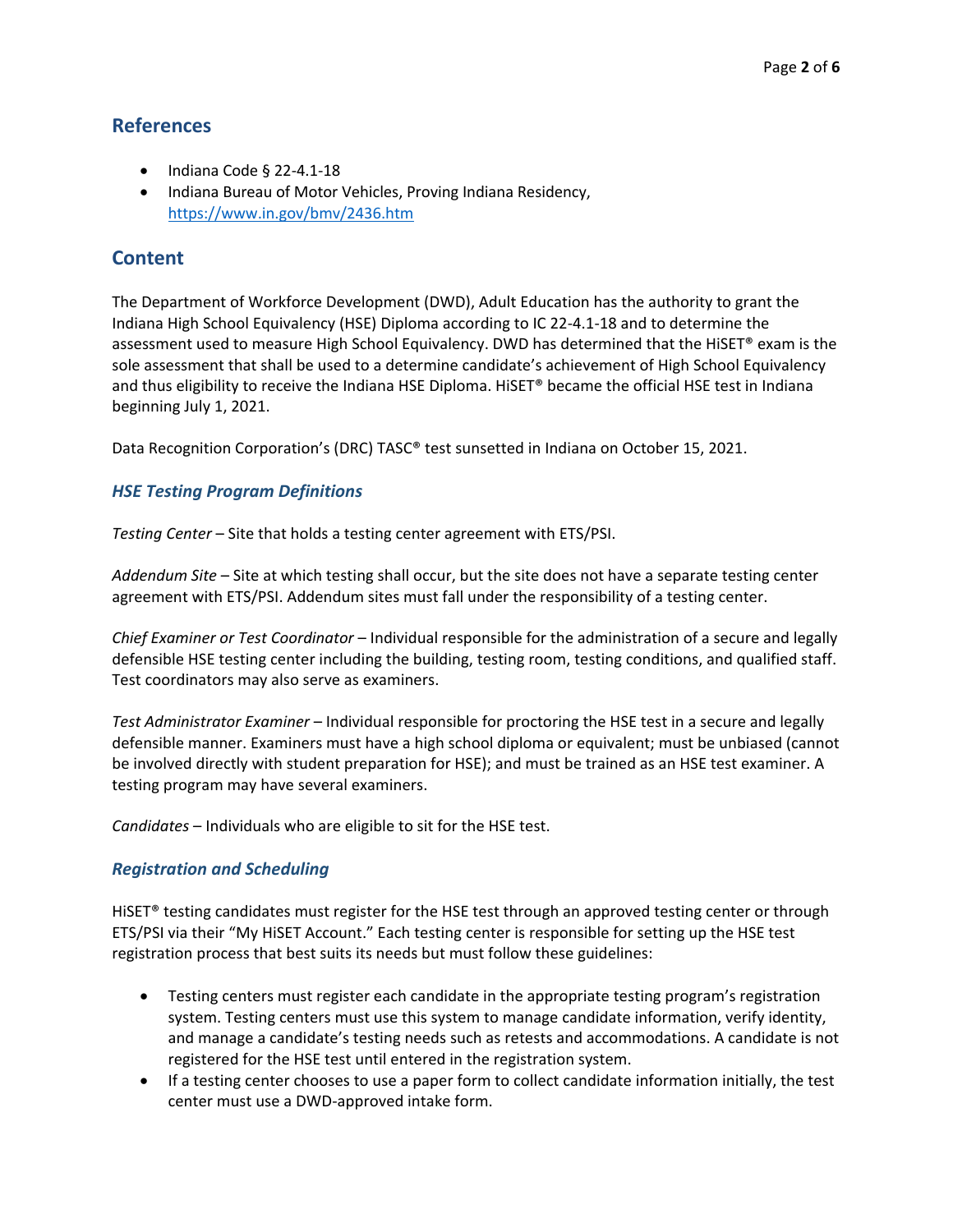## References

- Indiana Code § 22-4.1-18
- Indiana Bureau of Motor Vehicles, Proving Indiana Residency, https://www.in.gov/bmv/2436.htm

## Content

The Department of Workforce Development (DWD), Adult Education has the authority to grant the Indiana High School Equivalency (HSE) Diploma according to IC 22-4.1-18 and to determine the assessment used to measure High School Equivalency. DWD has determined that the HiSET® exam is the sole assessment that shall be used to a determine candidate's achievement of High School Equivalency and thus eligibility to receive the Indiana HSE Diploma. HiSET® became the official HSE test in Indiana beginning July 1, 2021.

Data Recognition Corporation's (DRC) TASC® test sunsetted in Indiana on October 15, 2021.

### *HSE Testing Program Definitions*

*Testing Center* – Site that holds a testing center agreement with ETS/PSI.

*Addendum Site* – Site at which testing shall occur, but the site does not have a separate testing center agreement with ETS/PSI. Addendum sites must fall under the responsibility of a testing center.

*Chief Examiner or Test Coordinator* – Individual responsible for the administration of a secure and legally defensible HSE testing center including the building, testing room, testing conditions, and qualified staff. Test coordinators may also serve as examiners.

*Test Administrator Examiner* – Individual responsible for proctoring the HSE test in a secure and legally defensible manner. Examiners must have a high school diploma or equivalent; must be unbiased (cannot be involved directly with student preparation for HSE); and must be trained as an HSE test examiner. A testing program may have several examiners.

*Candidates* – Individuals who are eligible to sit for the HSE test.

### *Registration and Scheduling*

HiSET® testing candidates must register for the HSE test through an approved testing center or through ETS/PSI via their "My HiSET Account." Each testing center is responsible for setting up the HSE test registration process that best suits its needs but must follow these guidelines:

- Testing centers must register each candidate in the appropriate testing program's registration system. Testing centers must use this system to manage candidate information, verify identity, and manage a candidate's testing needs such as retests and accommodations. A candidate is not registered for the HSE test until entered in the registration system.
- If a testing center chooses to use a paper form to collect candidate information initially, the test center must use a DWD-approved intake form.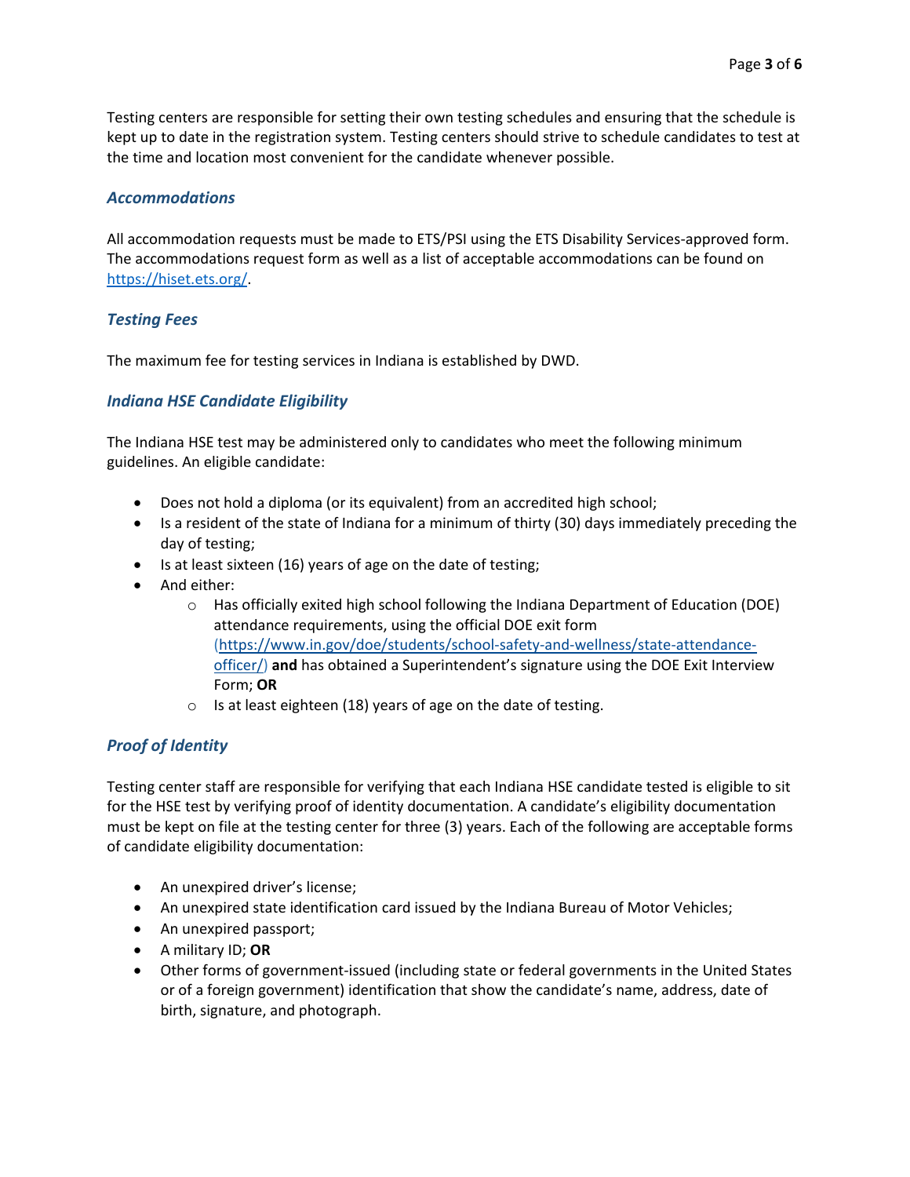Testing centers are responsible for setting their own testing schedules and ensuring that the schedule is kept up to date in the registration system. Testing centers should strive to schedule candidates to test at the time and location most convenient for the candidate whenever possible.

### *Accommodations*

All accommodation requests must be made to ETS/PSI using the ETS Disability Services-approved form. The accommodations request form as well as a list of acceptable accommodations can be found on https://hiset.ets.org/.

### *Testing Fees*

The maximum fee for testing services in Indiana is established by DWD.

### *Indiana HSE Candidate Eligibility*

The Indiana HSE test may be administered only to candidates who meet the following minimum guidelines. An eligible candidate:

- Does not hold a diploma (or its equivalent) from an accredited high school;
- Is a resident of the state of Indiana for a minimum of thirty (30) days immediately preceding the day of testing;
- Is at least sixteen (16) years of age on the date of testing;
- And either:
  - Has officially exited high school following the Indiana Department of Education (DOE) attendance requirements, using the official DOE exit form (https://www.in.gov/doe/students/school-safety-and-wellness/state-attendance-officer/) **and** has obtained a Superintendent's signature using the DOE Exit Interview Form; **OR**
  - Is at least eighteen (18) years of age on the date of testing.

### *Proof of Identity*

Testing center staff are responsible for verifying that each Indiana HSE candidate tested is eligible to sit for the HSE test by verifying proof of identity documentation. A candidate's eligibility documentation must be kept on file at the testing center for three (3) years. Each of the following are acceptable forms of candidate eligibility documentation:

- An unexpired driver's license;
- An unexpired state identification card issued by the Indiana Bureau of Motor Vehicles;
- An unexpired passport;
- A military ID; **OR**
- Other forms of government-issued (including state or federal governments in the United States or of a foreign government) identification that show the candidate's name, address, date of birth, signature, and photograph.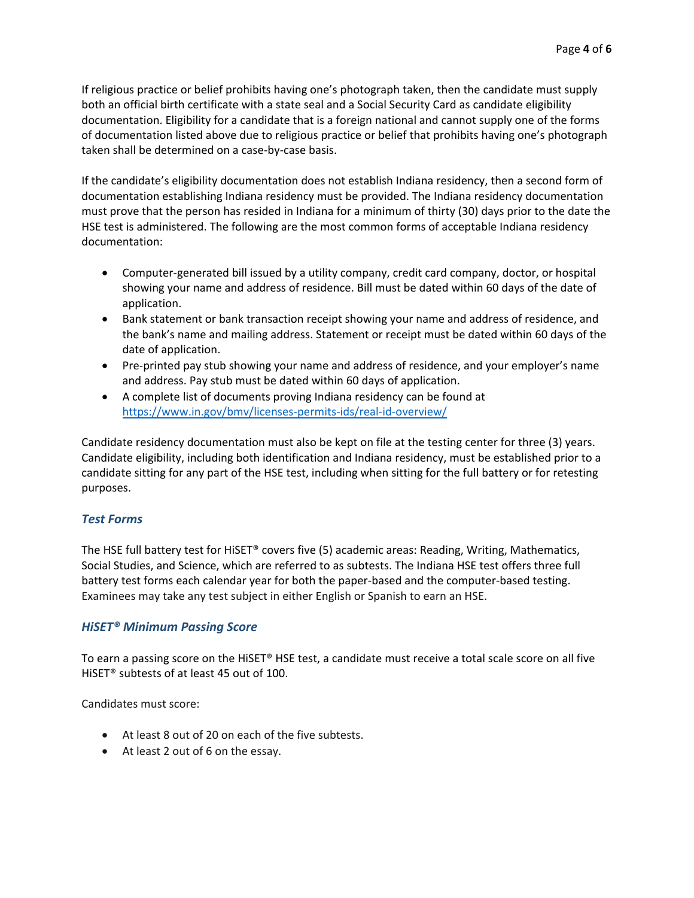If religious practice or belief prohibits having one's photograph taken, then the candidate must supply both an official birth certificate with a state seal and a Social Security Card as candidate eligibility documentation. Eligibility for a candidate that is a foreign national and cannot supply one of the forms of documentation listed above due to religious practice or belief that prohibits having one's photograph taken shall be determined on a case-by-case basis.

If the candidate's eligibility documentation does not establish Indiana residency, then a second form of documentation establishing Indiana residency must be provided. The Indiana residency documentation must prove that the person has resided in Indiana for a minimum of thirty (30) days prior to the date the HSE test is administered. The following are the most common forms of acceptable Indiana residency documentation:

- Computer-generated bill issued by a utility company, credit card company, doctor, or hospital showing your name and address of residence. Bill must be dated within 60 days of the date of application.
- Bank statement or bank transaction receipt showing your name and address of residence, and the bank's name and mailing address. Statement or receipt must be dated within 60 days of the date of application.
- Pre-printed pay stub showing your name and address of residence, and your employer's name and address. Pay stub must be dated within 60 days of application.
- A complete list of documents proving Indiana residency can be found at [https://www.in.gov/bmv/licenses-permits-ids/real-id-overview/](https://www.in.gov/bmv/licenses-permits-ids/real-id-overview/)

Candidate residency documentation must also be kept on file at the testing center for three (3) years. Candidate eligibility, including both identification and Indiana residency, must be established prior to a candidate sitting for any part of the HSE test, including when sitting for the full battery or for retesting purposes.

### *Test Forms*

The HSE full battery test for HiSET® covers five (5) academic areas: Reading, Writing, Mathematics, Social Studies, and Science, which are referred to as subtests. The Indiana HSE test offers three full battery test forms each calendar year for both the paper-based and the computer-based testing. Examinees may take any test subject in either English or Spanish to earn an HSE.

### *HiSET® Minimum Passing Score*

To earn a passing score on the HiSET® HSE test, a candidate must receive a total scale score on all five HiSET® subtests of at least 45 out of 100.

Candidates must score:

- At least 8 out of 20 on each of the five subtests.
- At least 2 out of 6 on the essay.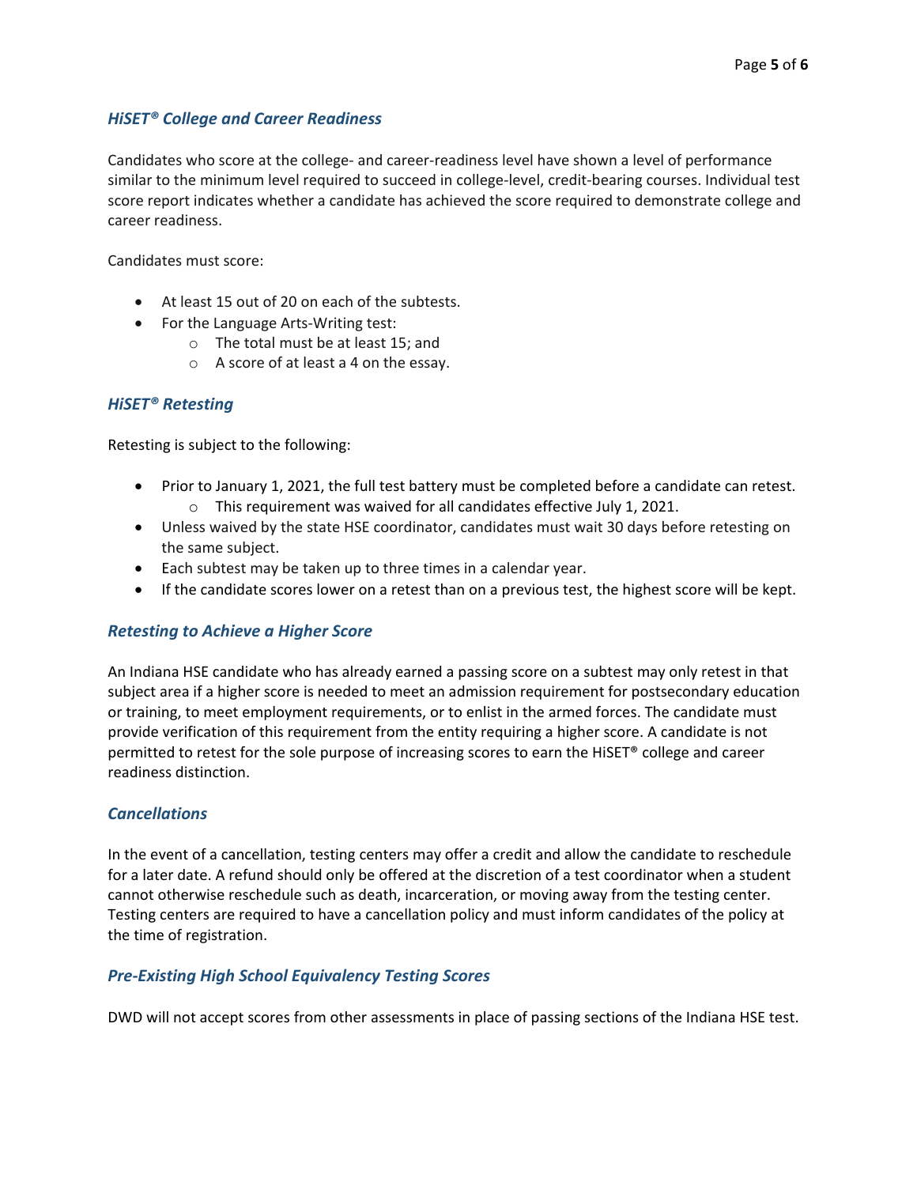### *HiSET® College and Career Readiness*

Candidates who score at the college- and career-readiness level have shown a level of performance similar to the minimum level required to succeed in college-level, credit-bearing courses. Individual test score report indicates whether a candidate has achieved the score required to demonstrate college and career readiness.

Candidates must score:

- At least 15 out of 20 on each of the subtests.
- For the Language Arts-Writing test:
  - The total must be at least 15; and
  - A score of at least a 4 on the essay.

### *HiSET® Retesting*

Retesting is subject to the following:

- Prior to January 1, 2021, the full test battery must be completed before a candidate can retest.
  - This requirement was waived for all candidates effective July 1, 2021.
- Unless waived by the state HSE coordinator, candidates must wait 30 days before retesting on the same subject.
- Each subtest may be taken up to three times in a calendar year.
- If the candidate scores lower on a retest than on a previous test, the highest score will be kept.

### *Retesting to Achieve a Higher Score*

An Indiana HSE candidate who has already earned a passing score on a subtest may only retest in that subject area if a higher score is needed to meet an admission requirement for postsecondary education or training, to meet employment requirements, or to enlist in the armed forces. The candidate must provide verification of this requirement from the entity requiring a higher score. A candidate is not permitted to retest for the sole purpose of increasing scores to earn the HiSET® college and career readiness distinction.

### *Cancellations*

In the event of a cancellation, testing centers may offer a credit and allow the candidate to reschedule for a later date. A refund should only be offered at the discretion of a test coordinator when a student cannot otherwise reschedule such as death, incarceration, or moving away from the testing center. Testing centers are required to have a cancellation policy and must inform candidates of the policy at the time of registration.

### *Pre-Existing High School Equivalency Testing Scores*

DWD will not accept scores from other assessments in place of passing sections of the Indiana HSE test.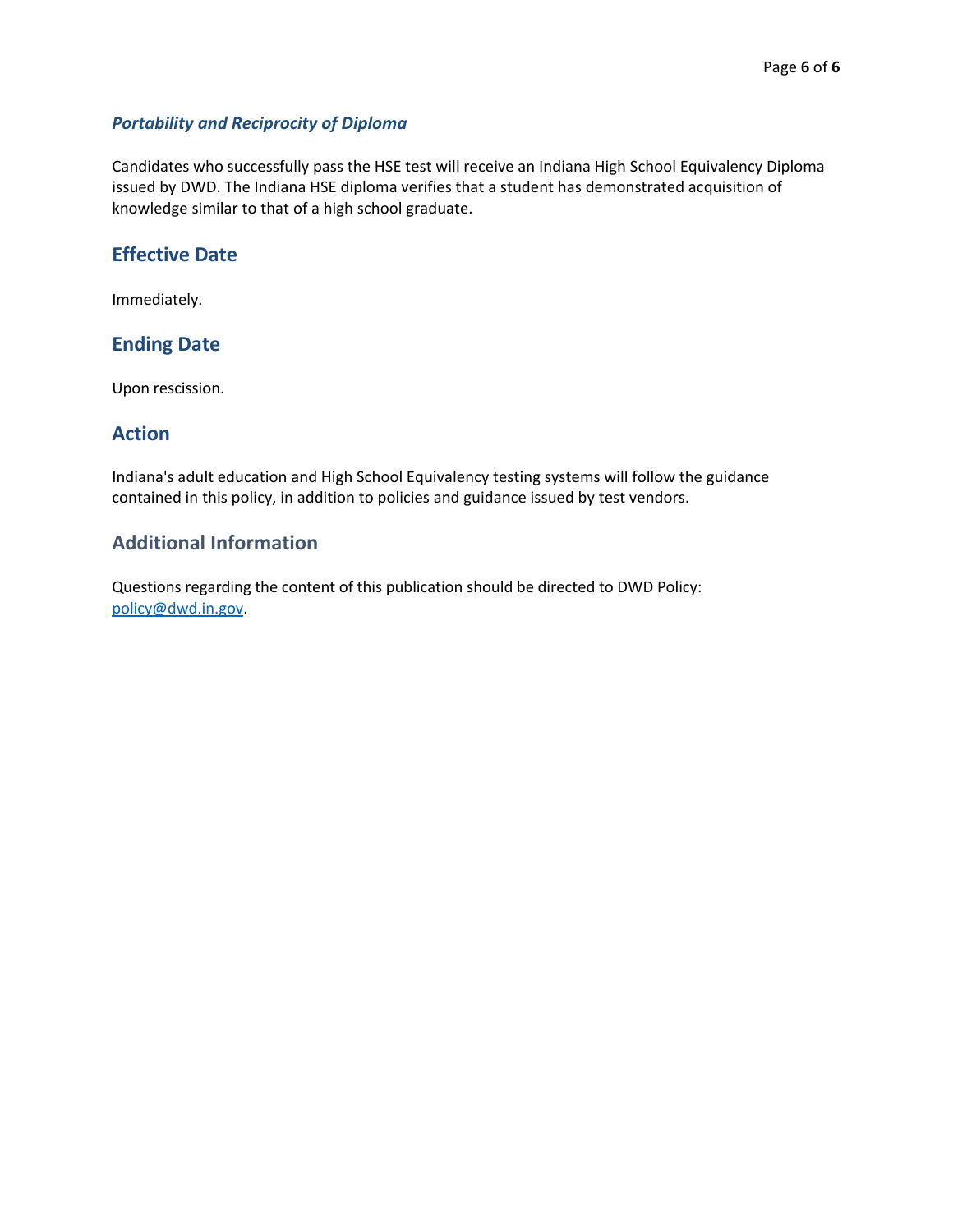### *Portability and Reciprocity of Diploma*

Candidates who successfully pass the HSE test will receive an Indiana High School Equivalency Diploma issued by DWD. The Indiana HSE diploma verifies that a student has demonstrated acquisition of knowledge similar to that of a high school graduate.

## Effective Date

Immediately.

## Ending Date

Upon rescission.

## Action

Indiana's adult education and High School Equivalency testing systems will follow the guidance contained in this policy, in addition to policies and guidance issued by test vendors.

## Additional Information

Questions regarding the content of this publication should be directed to DWD Policy: policy@dwd.in.gov.